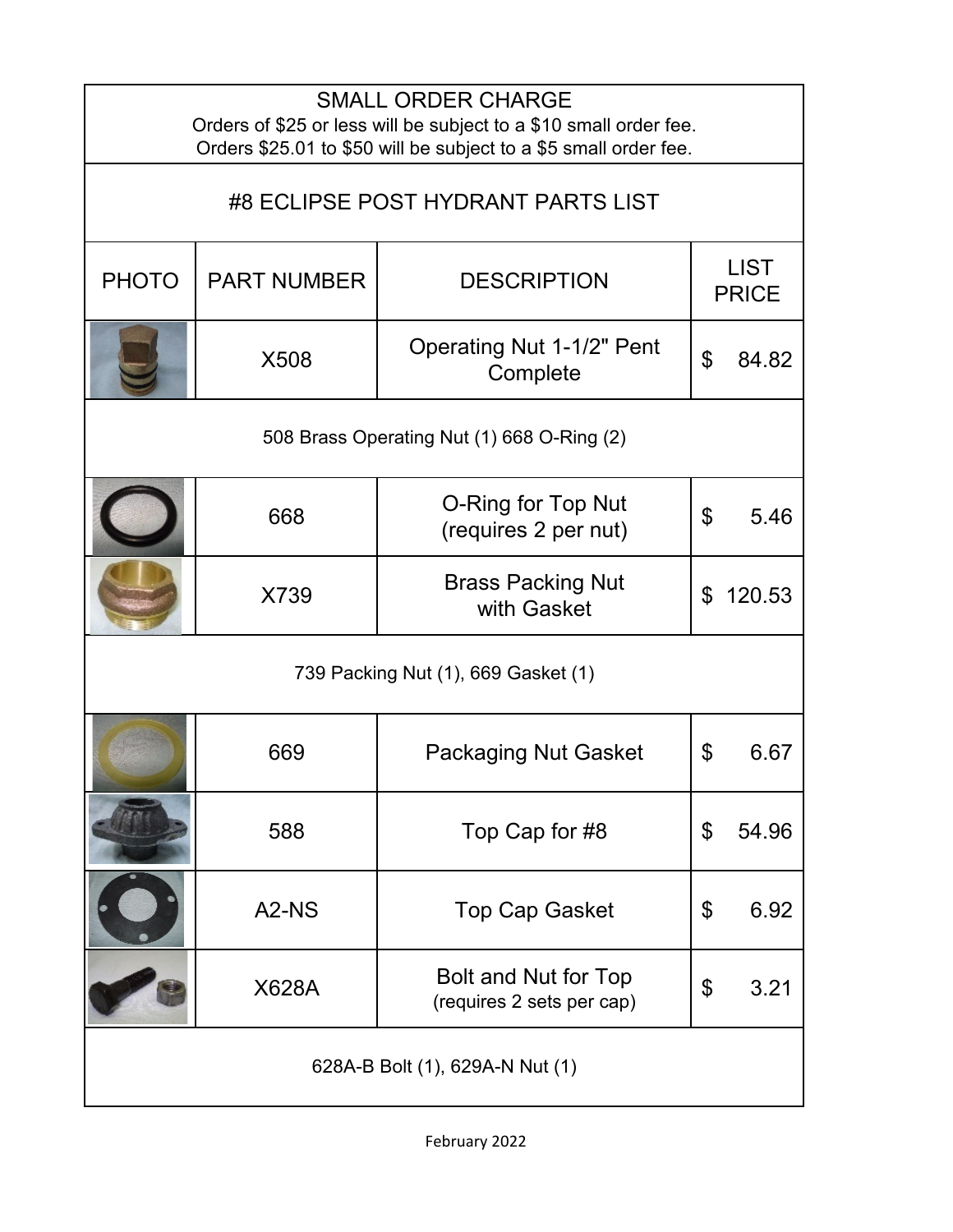## SMALL ORDER CHARGE

Orders of $25 or less will be subject to a $10 small order fee.
Orders $25.01 to $50 will be subject to a $5 small order fee.

## #8 ECLIPSE POST HYDRANT PARTS LIST

| PHOTO | PART NUMBER | DESCRIPTION | LIST PRICE |
|---|---|---|---|
| | X508 | Operating Nut 1-1/2" Pent Complete | $ 84.82 |
| 508 Brass Operating Nut (1) 668 O-Ring (2) | | | |
| | 668 | O-Ring for Top Nut (requires 2 per nut) | $ 5.46 |
| | X739 | Brass Packing Nut with Gasket | $ 120.53 |
| 739 Packing Nut (1), 669 Gasket (1) | | | |
| | 669 | Packaging Nut Gasket | $ 6.67 |
| | 588 | Top Cap for #8 | $ 54.96 |
| | A2-NS | Top Cap Gasket | $ 6.92 |
| | X628A | Bolt and Nut for Top (requires 2 sets per cap) | $ 3.21 |
| 628A-B Bolt (1), 629A-N Nut (1) | | | |

February 2022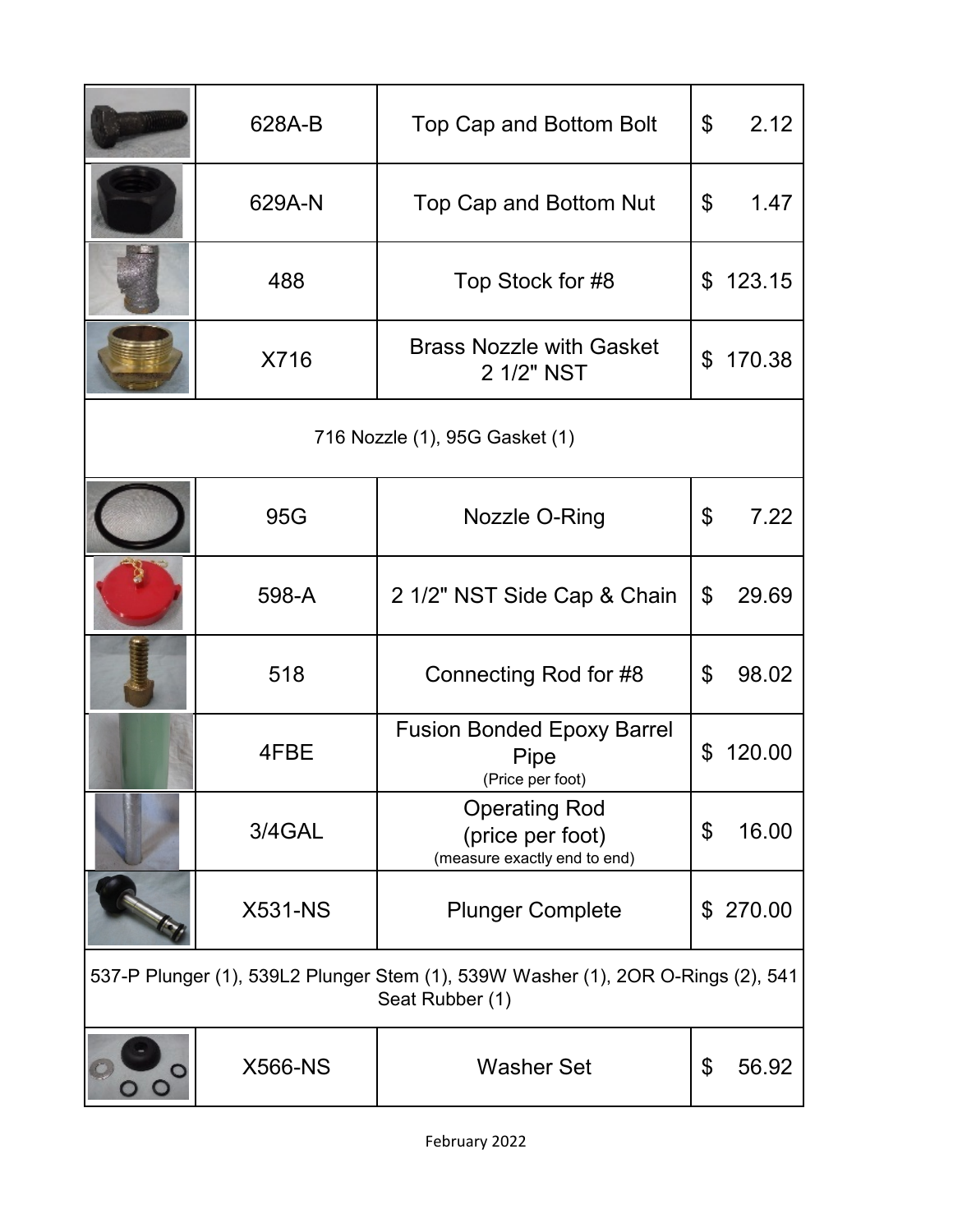| | | | |
|---|---|---|---|
| | 628A-B | Top Cap and Bottom Bolt | $ 2.12 |
| | 629A-N | Top Cap and Bottom Nut | $ 1.47 |
| | 488 | Top Stock for #8 | $ 123.15 |
| | X716 | Brass Nozzle with Gasket 2 1/2" NST | $ 170.38 |
| 716 Nozzle (1), 95G Gasket (1) | | | |
| | 95G | Nozzle O-Ring | $ 7.22 |
| | 598-A | 2 1/2" NST Side Cap & Chain | $ 29.69 |
| | 518 | Connecting Rod for #8 | $ 98.02 |
| | 4FBE | Fusion Bonded Epoxy Barrel Pipe (Price per foot) | $ 120.00 |
| | 3/4GAL | Operating Rod (price per foot) (measure exactly end to end) | $ 16.00 |
| | X531-NS | Plunger Complete | $ 270.00 |
| 537-P Plunger (1), 539L2 Plunger Stem (1), 539W Washer (1), 2OR O-Rings (2), 541 Seat Rubber (1) | | | |
| | X566-NS | Washer Set | $ 56.92 |

February 2022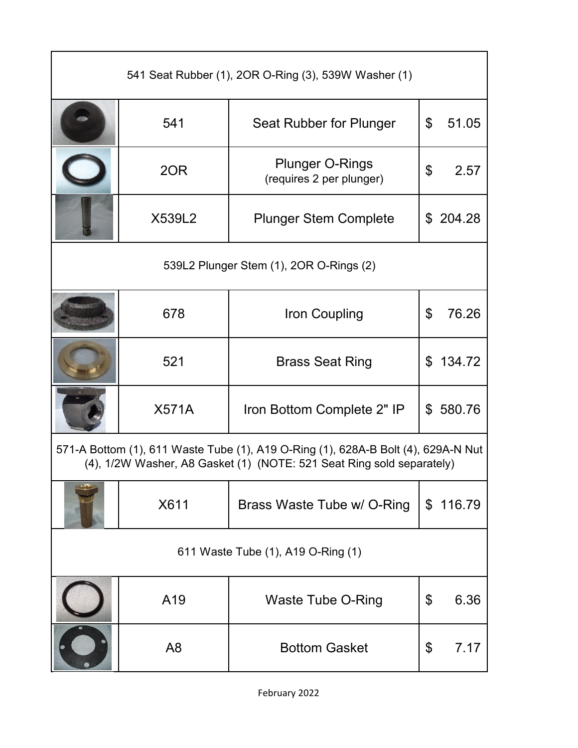| | | | |
|---|---|---|---|
| 541 Seat Rubber (1), 2OR O-Ring (3), 539W Washer (1) | | | |
| | 541 | Seat Rubber for Plunger | $ 51.05 |
| | 2OR | Plunger O-Rings (requires 2 per plunger) | $ 2.57 |
| | X539L2 | Plunger Stem Complete | $ 204.28 |
| 539L2 Plunger Stem (1), 2OR O-Rings (2) | | | |
| | 678 | Iron Coupling | $ 76.26 |
| | 521 | Brass Seat Ring | $ 134.72 |
| | X571A | Iron Bottom Complete 2" IP | $ 580.76 |
| 571-A Bottom (1), 611 Waste Tube (1), A19 O-Ring (1), 628A-B Bolt (4), 629A-N Nut (4), 1/2W Washer, A8 Gasket (1) (NOTE: 521 Seat Ring sold separately) | | | |
| | X611 | Brass Waste Tube w/ O-Ring | $ 116.79 |
| 611 Waste Tube (1), A19 O-Ring (1) | | | |
| | A19 | Waste Tube O-Ring | $ 6.36 |
| | A8 | Bottom Gasket | $ 7.17 |

February 2022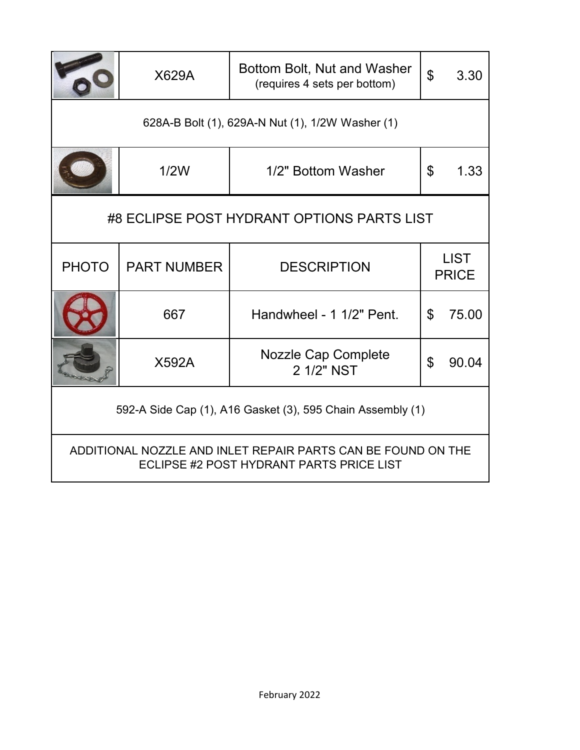| | | | |
|---|---|---|---|
| | X629A | Bottom Bolt, Nut and Washer (requires 4 sets per bottom) | $ 3.30 |
| 628A-B Bolt (1), 629A-N Nut (1), 1/2W Washer (1) | | | |
| | 1/2W | 1/2" Bottom Washer | $ 1.33 |

## #8 ECLIPSE POST HYDRANT OPTIONS PARTS LIST

| PHOTO | PART NUMBER | DESCRIPTION | LIST PRICE |
|---|---|---|---|
| | 667 | Handwheel - 1 1/2" Pent. | $ 75.00 |
| | X592A | Nozzle Cap Complete 2 1/2" NST | $ 90.04 |
| 592-A Side Cap (1), A16 Gasket (3), 595 Chain Assembly (1) | | | |
| ADDITIONAL NOZZLE AND INLET REPAIR PARTS CAN BE FOUND ON THE ECLIPSE #2 POST HYDRANT PARTS PRICE LIST | | | |

February 2022